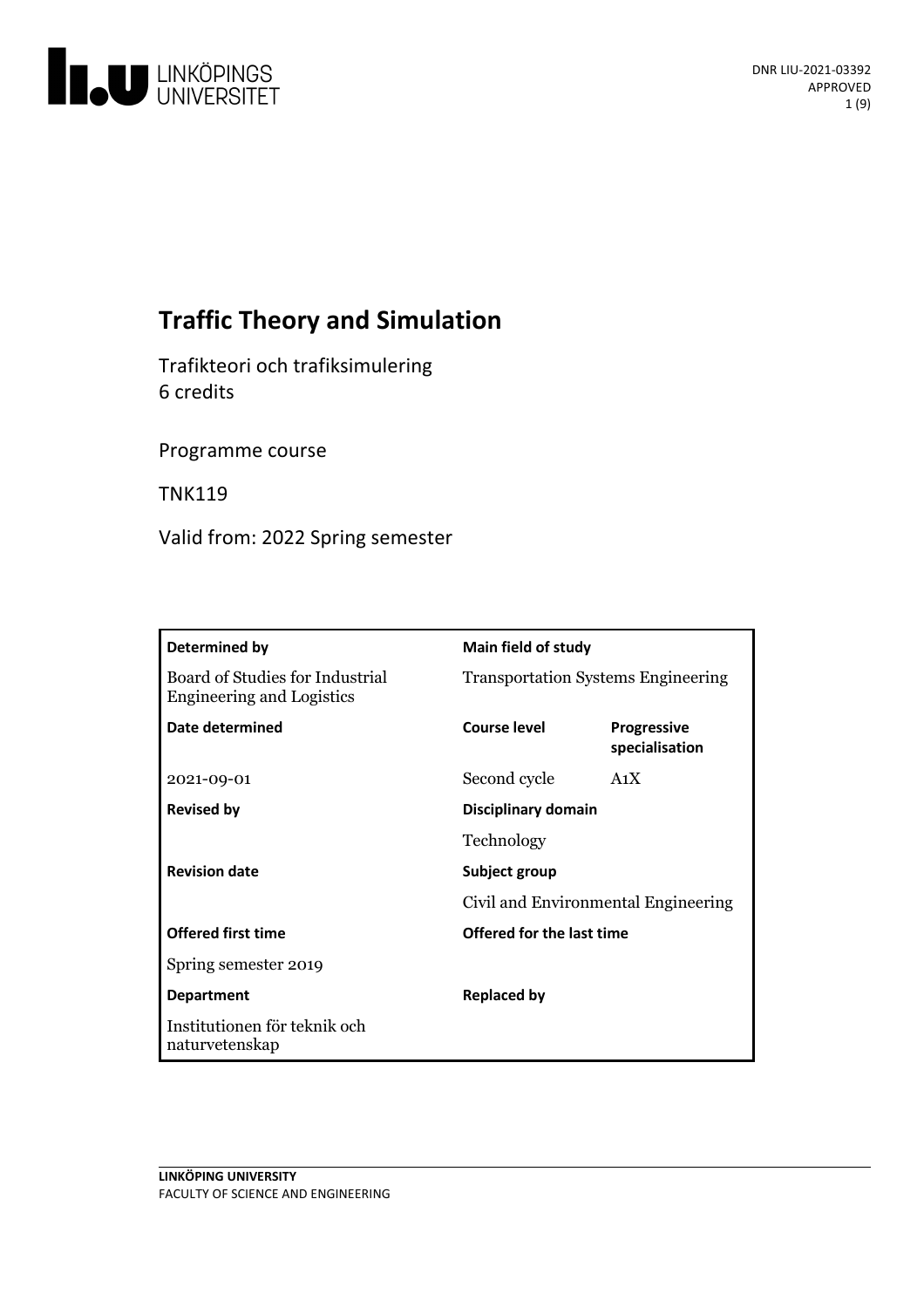# Traffic Theory and Simulation

Trafikteori och trafiksimulering
6 credits

Programme course

TNK119

Valid from: 2022 Spring semester

| Determined by | Main field of study | |
|---|---|---|
| Board of Studies for Industrial Engineering and Logistics | Transportation Systems Engineering | |
| **Date determined** | **Course level** | **Progressive specialisation** |
| 2021-09-01 | Second cycle | A1X |
| **Revised by** | **Disciplinary domain** | |
| | Technology | |
| **Revision date** | **Subject group** | |
| | Civil and Environmental Engineering | |
| **Offered first time** | **Offered for the last time** | |
| Spring semester 2019 | | |
| **Department** | **Replaced by** | |
| Institutionen för teknik och naturvetenskap | | |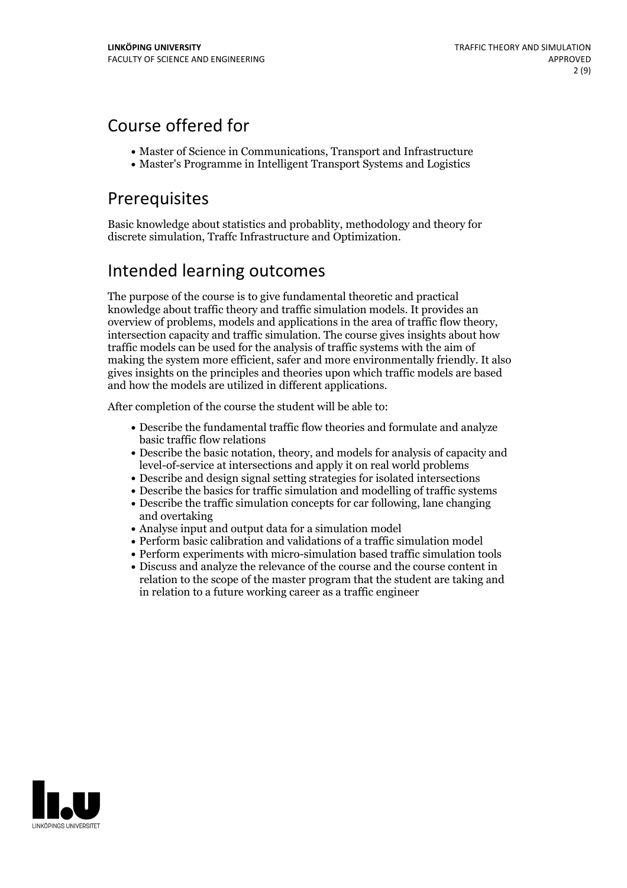## Course offered for

- Master of Science in Communications, Transport and Infrastructure
- Master's Programme in Intelligent Transport Systems and Logistics

## Prerequisites

Basic knowledge about statistics and probablity, methodology and theory for discrete simulation, Traffc Infrastructure and Optimization.

## Intended learning outcomes

The purpose of the course is to give fundamental theoretic and practical knowledge about traffic theory and traffic simulation models. It provides an overview of problems, models and applications in the area of traffic flow theory, intersection capacity and traffic simulation. The course gives insights about how traffic models can be used for the analysis of traffic systems with the aim of making the system more efficient, safer and more environmentally friendly. It also gives insights on the principles and theories upon which traffic models are based and how the models are utilized in different applications.

After completion of the course the student will be able to:

- Describe the fundamental traffic flow theories and formulate and analyze basic traffic flow relations
- Describe the basic notation, theory, and models for analysis of capacity and level-of-service at intersections and apply it on real world problems
- Describe and design signal setting strategies for isolated intersections
- Describe the basics for traffic simulation and modelling of traffic systems
- Describe the traffic simulation concepts for car following, lane changing and overtaking
- Analyse input and output data for a simulation model
- Perform basic calibration and validations of a traffic simulation model
- Perform experiments with micro-simulation based traffic simulation tools
- Discuss and analyze the relevance of the course and the course content in relation to the scope of the master program that the student are taking and in relation to a future working career as a traffic engineer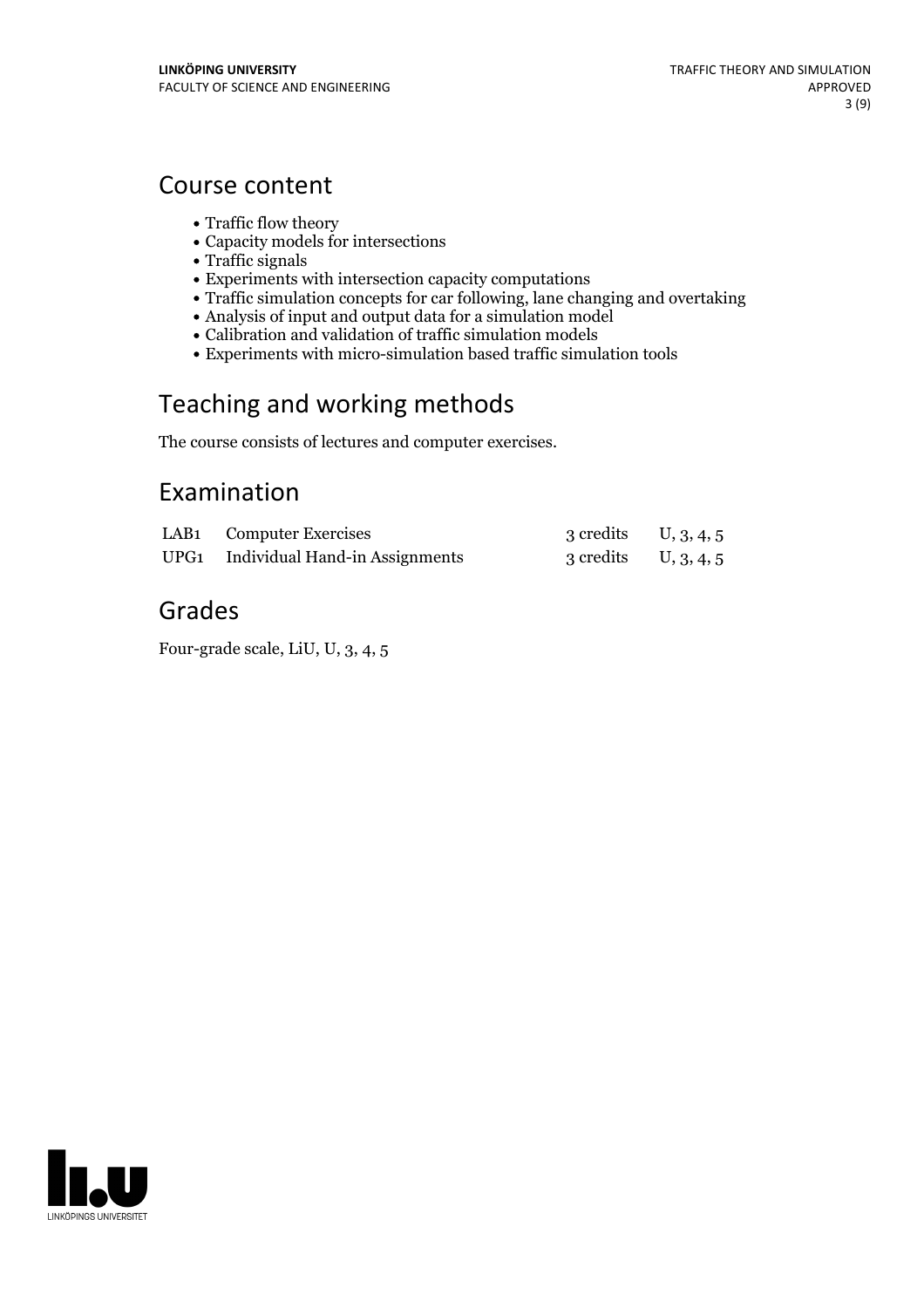## Course content

- Traffic flow theory
- Capacity models for intersections
- Traffic signals
- Experiments with intersection capacity computations
- Traffic simulation concepts for car following, lane changing and overtaking
- Analysis of input and output data for a simulation model
- Calibration and validation of traffic simulation models
- Experiments with micro-simulation based traffic simulation tools

## Teaching and working methods

The course consists of lectures and computer exercises.

## Examination

| | | | |
|---|---|---|---|
| LAB1 | Computer Exercises | 3 credits | U, 3, 4, 5 |
| UPG1 | Individual Hand-in Assignments | 3 credits | U, 3, 4, 5 |

## Grades

Four-grade scale, LiU, U, 3, 4, 5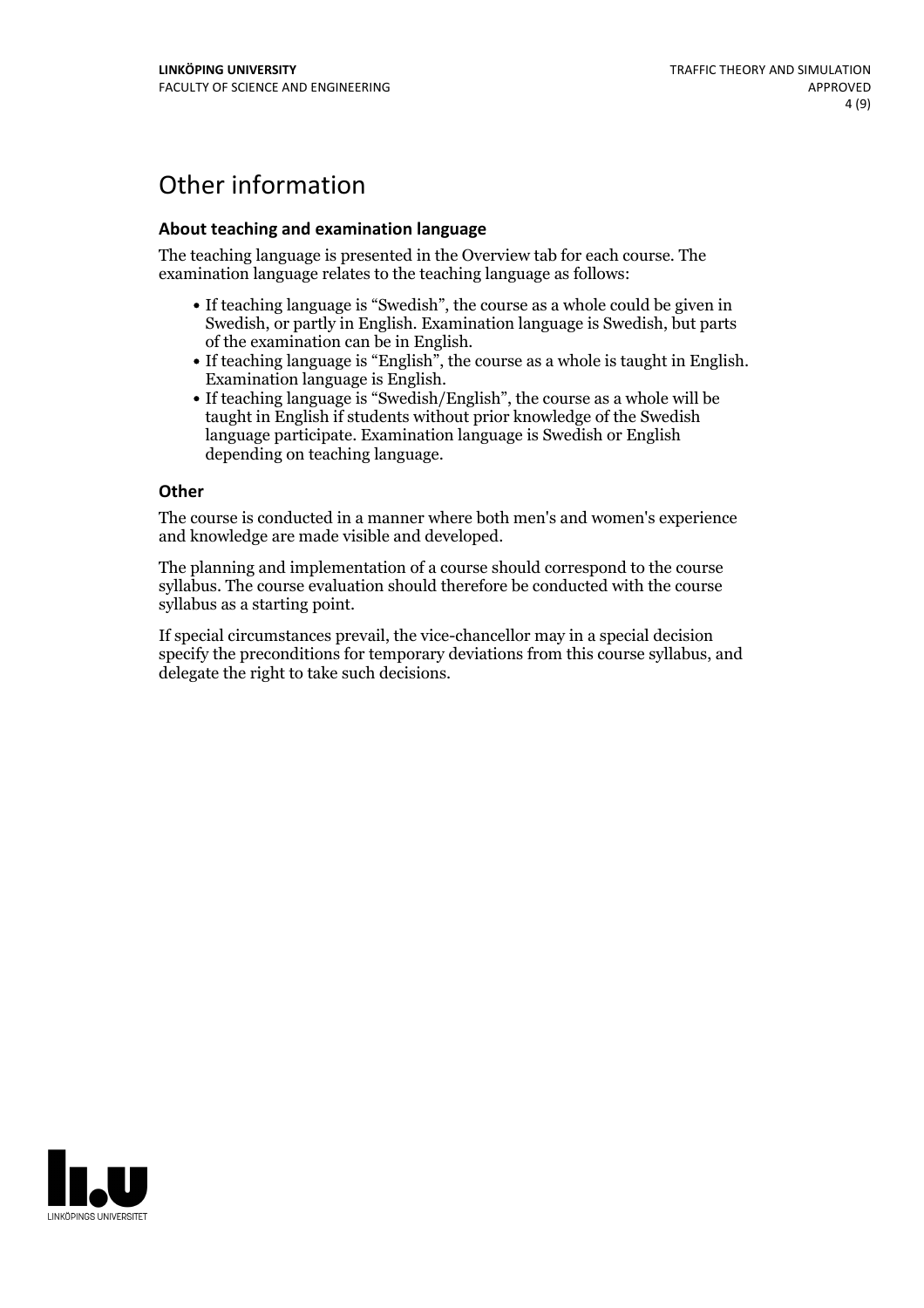# Other information

### About teaching and examination language

The teaching language is presented in the Overview tab for each course. The examination language relates to the teaching language as follows:

- If teaching language is "Swedish", the course as a whole could be given in Swedish, or partly in English. Examination language is Swedish, but parts of the examination can be in English.
- If teaching language is "English", the course as a whole is taught in English. Examination language is English.
- If teaching language is "Swedish/English", the course as a whole will be taught in English if students without prior knowledge of the Swedish language participate. Examination language is Swedish or English depending on teaching language.

### Other

The course is conducted in a manner where both men's and women's experience and knowledge are made visible and developed.

The planning and implementation of a course should correspond to the course syllabus. The course evaluation should therefore be conducted with the course syllabus as a starting point.

If special circumstances prevail, the vice-chancellor may in a special decision specify the preconditions for temporary deviations from this course syllabus, and delegate the right to take such decisions.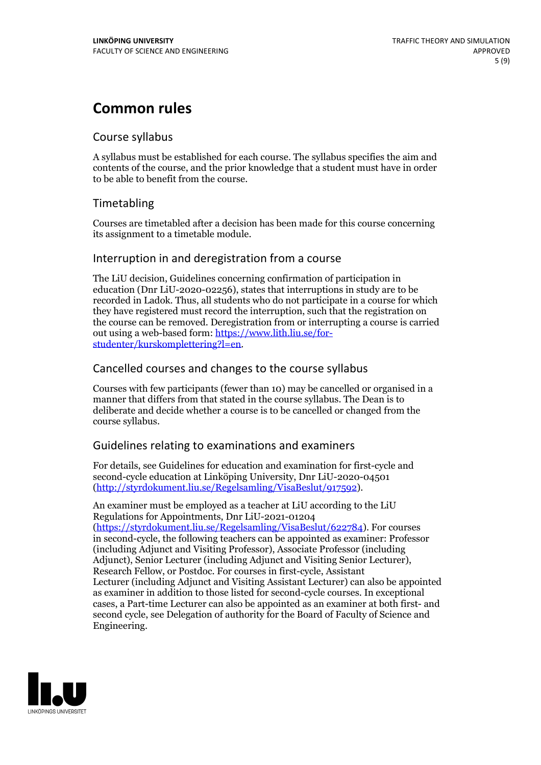# Common rules

## Course syllabus

A syllabus must be established for each course. The syllabus specifies the aim and contents of the course, and the prior knowledge that a student must have in order to be able to benefit from the course.

## Timetabling

Courses are timetabled after a decision has been made for this course concerning its assignment to a timetable module.

## Interruption in and deregistration from a course

The LiU decision, Guidelines concerning confirmation of participation in education (Dnr LiU-2020-02256), states that interruptions in study are to be recorded in Ladok. Thus, all students who do not participate in a course for which they have registered must record the interruption, such that the registration on the course can be removed. Deregistration from or interrupting a course is carried out using a web-based form: [https://www.lith.liu.se/for-studenter/kurskomplettering?l=en](https://www.lith.liu.se/for-studenter/kurskomplettering?l=en).

## Cancelled courses and changes to the course syllabus

Courses with few participants (fewer than 10) may be cancelled or organised in a manner that differs from that stated in the course syllabus. The Dean is to deliberate and decide whether a course is to be cancelled or changed from the course syllabus.

## Guidelines relating to examinations and examiners

For details, see Guidelines for education and examination for first-cycle and second-cycle education at Linköping University, Dnr LiU-2020-04501 ([http://styrdokument.liu.se/Regelsamling/VisaBeslut/917592](http://styrdokument.liu.se/Regelsamling/VisaBeslut/917592)).

An examiner must be employed as a teacher at LiU according to the LiU Regulations for Appointments, Dnr LiU-2021-01204 ([https://styrdokument.liu.se/Regelsamling/VisaBeslut/622784](https://styrdokument.liu.se/Regelsamling/VisaBeslut/622784)). For courses in second-cycle, the following teachers can be appointed as examiner: Professor (including Adjunct and Visiting Professor), Associate Professor (including Adjunct), Senior Lecturer (including Adjunct and Visiting Senior Lecturer), Research Fellow, or Postdoc. For courses in first-cycle, Assistant Lecturer (including Adjunct and Visiting Assistant Lecturer) can also be appointed as examiner in addition to those listed for second-cycle courses. In exceptional cases, a Part-time Lecturer can also be appointed as an examiner at both first- and second cycle, see Delegation of authority for the Board of Faculty of Science and Engineering.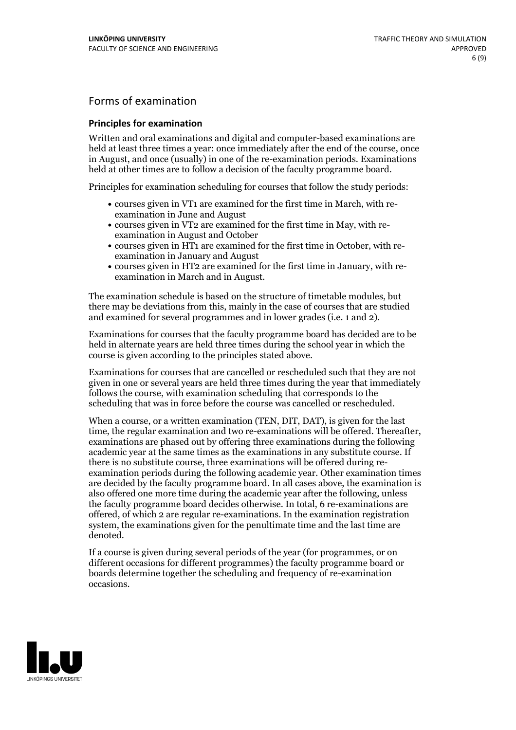## Forms of examination

### Principles for examination

Written and oral examinations and digital and computer-based examinations are held at least three times a year: once immediately after the end of the course, once in August, and once (usually) in one of the re-examination periods. Examinations held at other times are to follow a decision of the faculty programme board.

Principles for examination scheduling for courses that follow the study periods:

- courses given in VT1 are examined for the first time in March, with re-examination in June and August
- courses given in VT2 are examined for the first time in May, with re-examination in August and October
- courses given in HT1 are examined for the first time in October, with re-examination in January and August
- courses given in HT2 are examined for the first time in January, with re-examination in March and in August.

The examination schedule is based on the structure of timetable modules, but there may be deviations from this, mainly in the case of courses that are studied and examined for several programmes and in lower grades (i.e. 1 and 2).

Examinations for courses that the faculty programme board has decided are to be held in alternate years are held three times during the school year in which the course is given according to the principles stated above.

Examinations for courses that are cancelled or rescheduled such that they are not given in one or several years are held three times during the year that immediately follows the course, with examination scheduling that corresponds to the scheduling that was in force before the course was cancelled or rescheduled.

When a course, or a written examination (TEN, DIT, DAT), is given for the last time, the regular examination and two re-examinations will be offered. Thereafter, examinations are phased out by offering three examinations during the following academic year at the same times as the examinations in any substitute course. If there is no substitute course, three examinations will be offered during re-examination periods during the following academic year. Other examination times are decided by the faculty programme board. In all cases above, the examination is also offered one more time during the academic year after the following, unless the faculty programme board decides otherwise. In total, 6 re-examinations are offered, of which 2 are regular re-examinations. In the examination registration system, the examinations given for the penultimate time and the last time are denoted.

If a course is given during several periods of the year (for programmes, or on different occasions for different programmes) the faculty programme board or boards determine together the scheduling and frequency of re-examination occasions.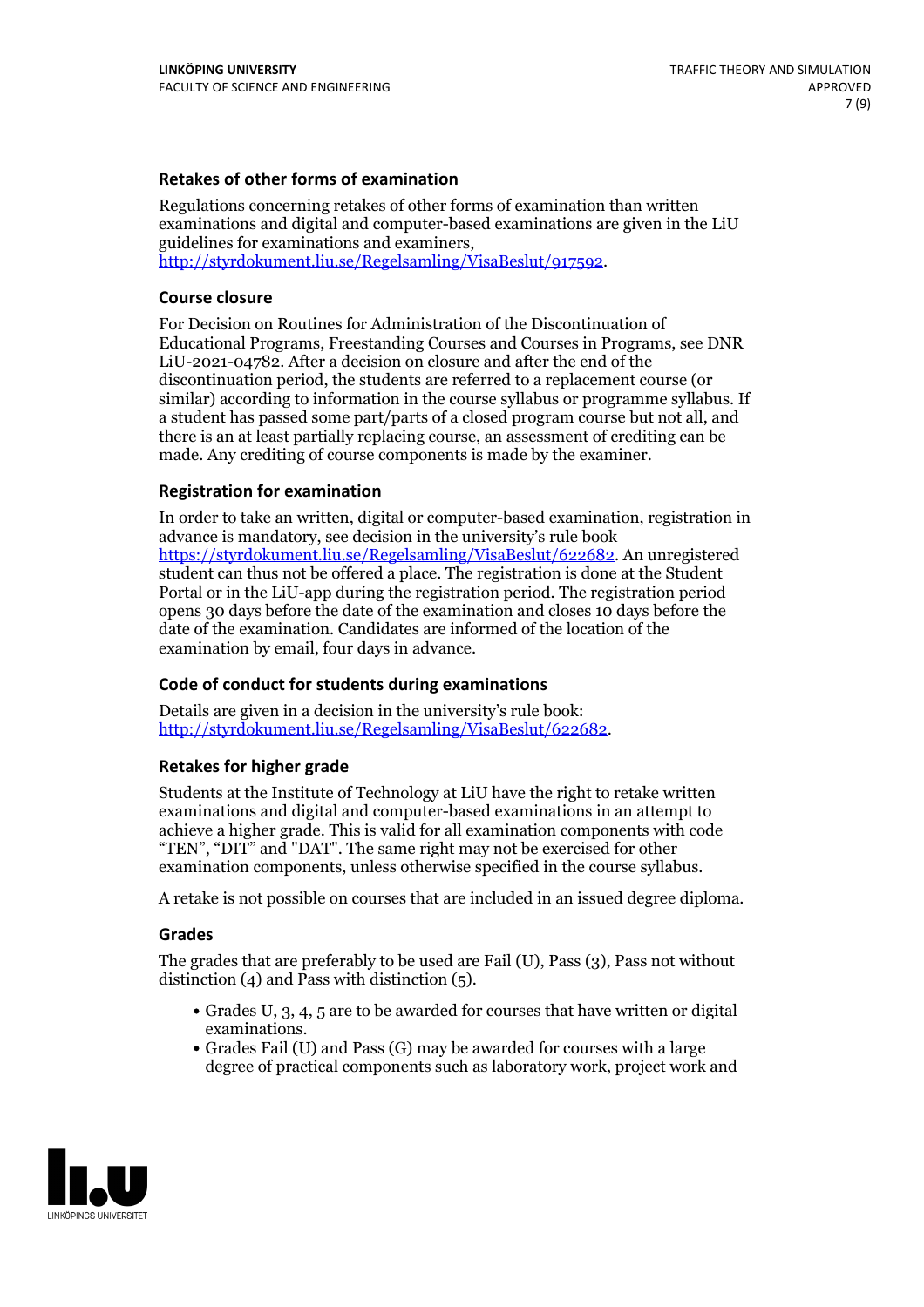### Retakes of other forms of examination

Regulations concerning retakes of other forms of examination than written examinations and digital and computer-based examinations are given in the LiU guidelines for examinations and examiners, http://styrdokument.liu.se/Regelsamling/VisaBeslut/917592.

### Course closure

For Decision on Routines for Administration of the Discontinuation of Educational Programs, Freestanding Courses and Courses in Programs, see DNR LiU-2021-04782. After a decision on closure and after the end of the discontinuation period, the students are referred to a replacement course (or similar) according to information in the course syllabus or programme syllabus. If a student has passed some part/parts of a closed program course but not all, and there is an at least partially replacing course, an assessment of crediting can be made. Any crediting of course components is made by the examiner.

### Registration for examination

In order to take an written, digital or computer-based examination, registration in advance is mandatory, see decision in the university's rule book https://styrdokument.liu.se/Regelsamling/VisaBeslut/622682. An unregistered student can thus not be offered a place. The registration is done at the Student Portal or in the LiU-app during the registration period. The registration period opens 30 days before the date of the examination and closes 10 days before the date of the examination. Candidates are informed of the location of the examination by email, four days in advance.

### Code of conduct for students during examinations

Details are given in a decision in the university's rule book: http://styrdokument.liu.se/Regelsamling/VisaBeslut/622682.

### Retakes for higher grade

Students at the Institute of Technology at LiU have the right to retake written examinations and digital and computer-based examinations in an attempt to achieve a higher grade. This is valid for all examination components with code "TEN", "DIT" and "DAT". The same right may not be exercised for other examination components, unless otherwise specified in the course syllabus.

A retake is not possible on courses that are included in an issued degree diploma.

### Grades

The grades that are preferably to be used are Fail (U), Pass (3), Pass not without distinction (4) and Pass with distinction (5).

- Grades U, 3, 4, 5 are to be awarded for courses that have written or digital examinations.
- Grades Fail (U) and Pass (G) may be awarded for courses with a large degree of practical components such as laboratory work, project work and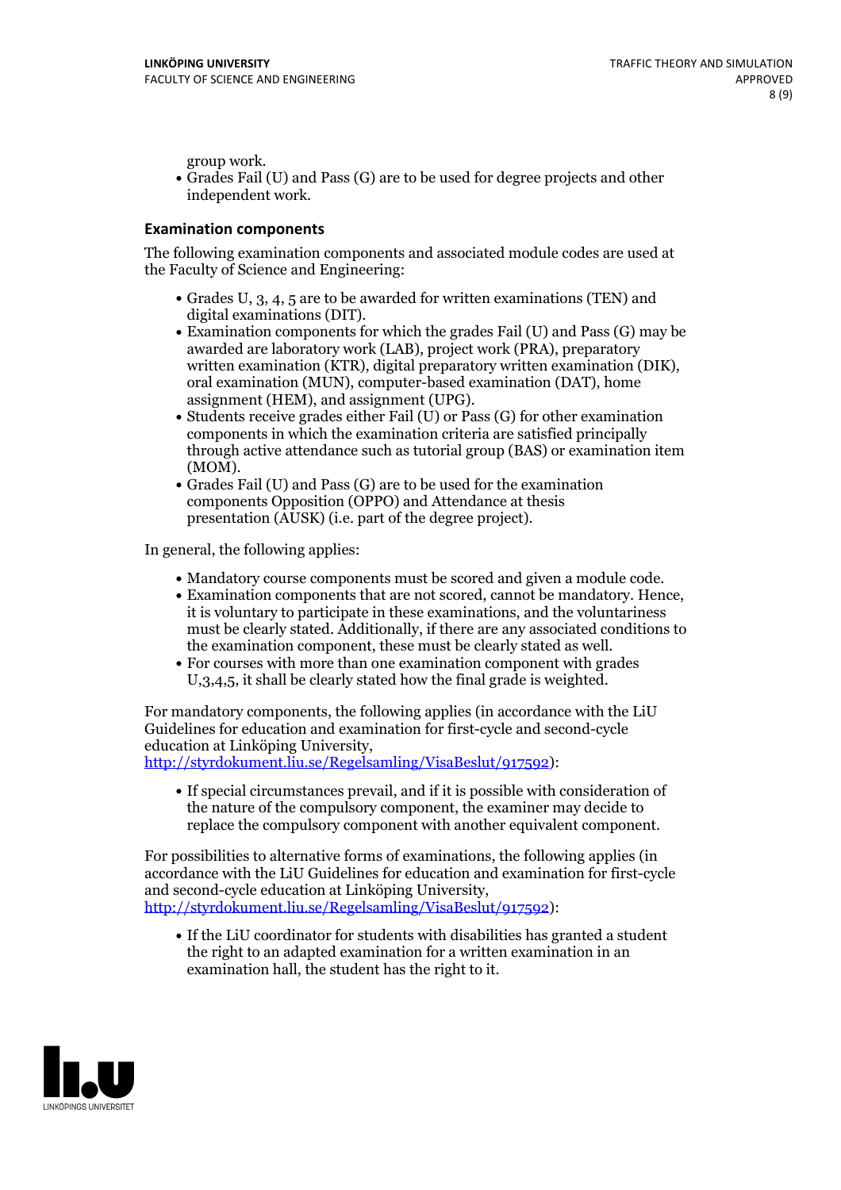group work.

- Grades Fail (U) and Pass (G) are to be used for degree projects and other independent work.

### Examination components

The following examination components and associated module codes are used at the Faculty of Science and Engineering:

- Grades U, 3, 4, 5 are to be awarded for written examinations (TEN) and digital examinations (DIT).
- Examination components for which the grades Fail (U) and Pass (G) may be awarded are laboratory work (LAB), project work (PRA), preparatory written examination (KTR), digital preparatory written examination (DIK), oral examination (MUN), computer-based examination (DAT), home assignment (HEM), and assignment (UPG).
- Students receive grades either Fail (U) or Pass (G) for other examination components in which the examination criteria are satisfied principally through active attendance such as tutorial group (BAS) or examination item (MOM).
- Grades Fail (U) and Pass (G) are to be used for the examination components Opposition (OPPO) and Attendance at thesis presentation (AUSK) (i.e. part of the degree project).

In general, the following applies:

- Mandatory course components must be scored and given a module code.
- Examination components that are not scored, cannot be mandatory. Hence, it is voluntary to participate in these examinations, and the voluntariness must be clearly stated. Additionally, if there are any associated conditions to the examination component, these must be clearly stated as well.
- For courses with more than one examination component with grades U,3,4,5, it shall be clearly stated how the final grade is weighted.

For mandatory components, the following applies (in accordance with the LiU Guidelines for education and examination for first-cycle and second-cycle education at Linköping University, http://styrdokument.liu.se/Regelsamling/VisaBeslut/917592):

- If special circumstances prevail, and if it is possible with consideration of the nature of the compulsory component, the examiner may decide to replace the compulsory component with another equivalent component.

For possibilities to alternative forms of examinations, the following applies (in accordance with the LiU Guidelines for education and examination for first-cycle and second-cycle education at Linköping University, http://styrdokument.liu.se/Regelsamling/VisaBeslut/917592):

- If the LiU coordinator for students with disabilities has granted a student the right to an adapted examination for a written examination in an examination hall, the student has the right to it.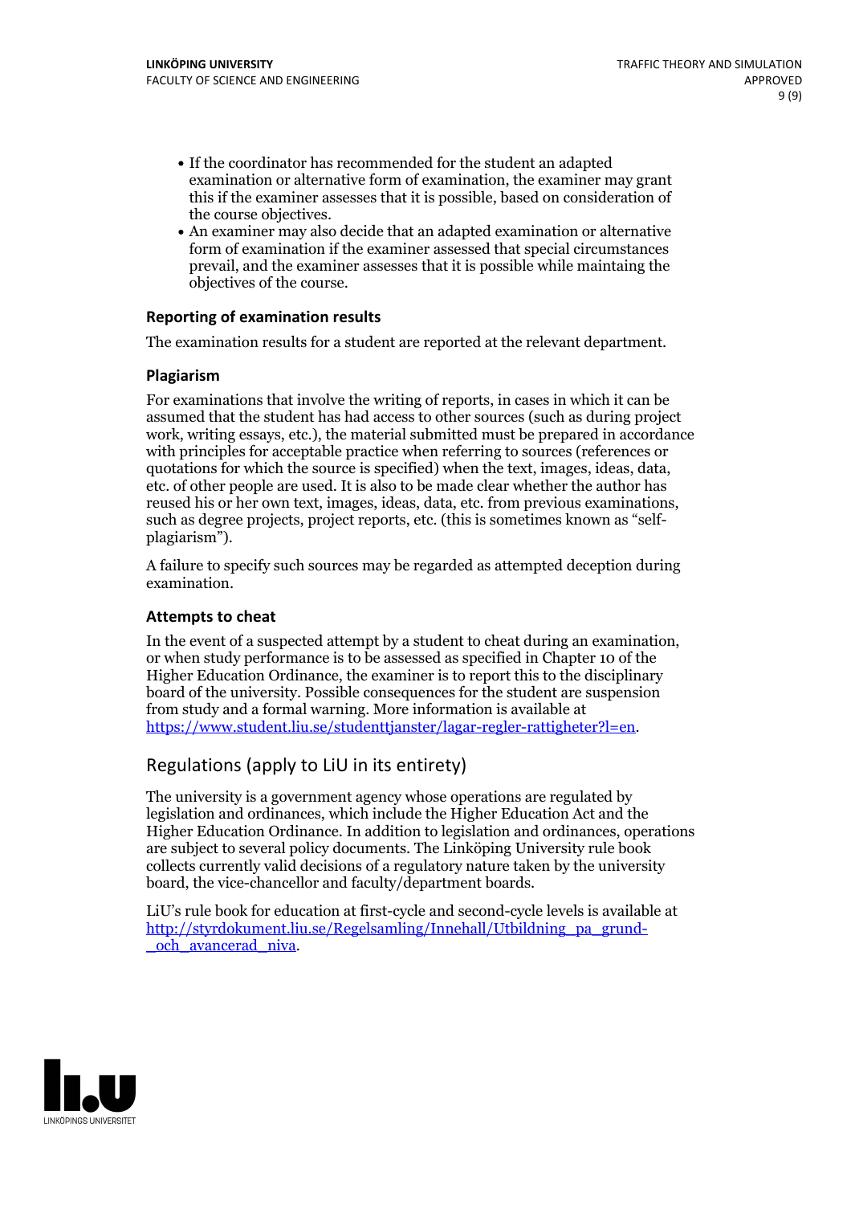- If the coordinator has recommended for the student an adapted examination or alternative form of examination, the examiner may grant this if the examiner assesses that it is possible, based on consideration of the course objectives.
- An examiner may also decide that an adapted examination or alternative form of examination if the examiner assessed that special circumstances prevail, and the examiner assesses that it is possible while maintaing the objectives of the course.

### Reporting of examination results

The examination results for a student are reported at the relevant department.

### Plagiarism

For examinations that involve the writing of reports, in cases in which it can be assumed that the student has had access to other sources (such as during project work, writing essays, etc.), the material submitted must be prepared in accordance with principles for acceptable practice when referring to sources (references or quotations for which the source is specified) when the text, images, ideas, data, etc. of other people are used. It is also to be made clear whether the author has reused his or her own text, images, ideas, data, etc. from previous examinations, such as degree projects, project reports, etc. (this is sometimes known as "self-plagiarism").

A failure to specify such sources may be regarded as attempted deception during examination.

### Attempts to cheat

In the event of a suspected attempt by a student to cheat during an examination, or when study performance is to be assessed as specified in Chapter 10 of the Higher Education Ordinance, the examiner is to report this to the disciplinary board of the university. Possible consequences for the student are suspension from study and a formal warning. More information is available at https://www.student.liu.se/studenttjanster/lagar-regler-rattigheter?l=en.

## Regulations (apply to LiU in its entirety)

The university is a government agency whose operations are regulated by legislation and ordinances, which include the Higher Education Act and the Higher Education Ordinance. In addition to legislation and ordinances, operations are subject to several policy documents. The Linköping University rule book collects currently valid decisions of a regulatory nature taken by the university board, the vice-chancellor and faculty/department boards.

LiU's rule book for education at first-cycle and second-cycle levels is available at http://styrdokument.liu.se/Regelsamling/Innehall/Utbildning_pa_grund-_och_avancerad_niva.